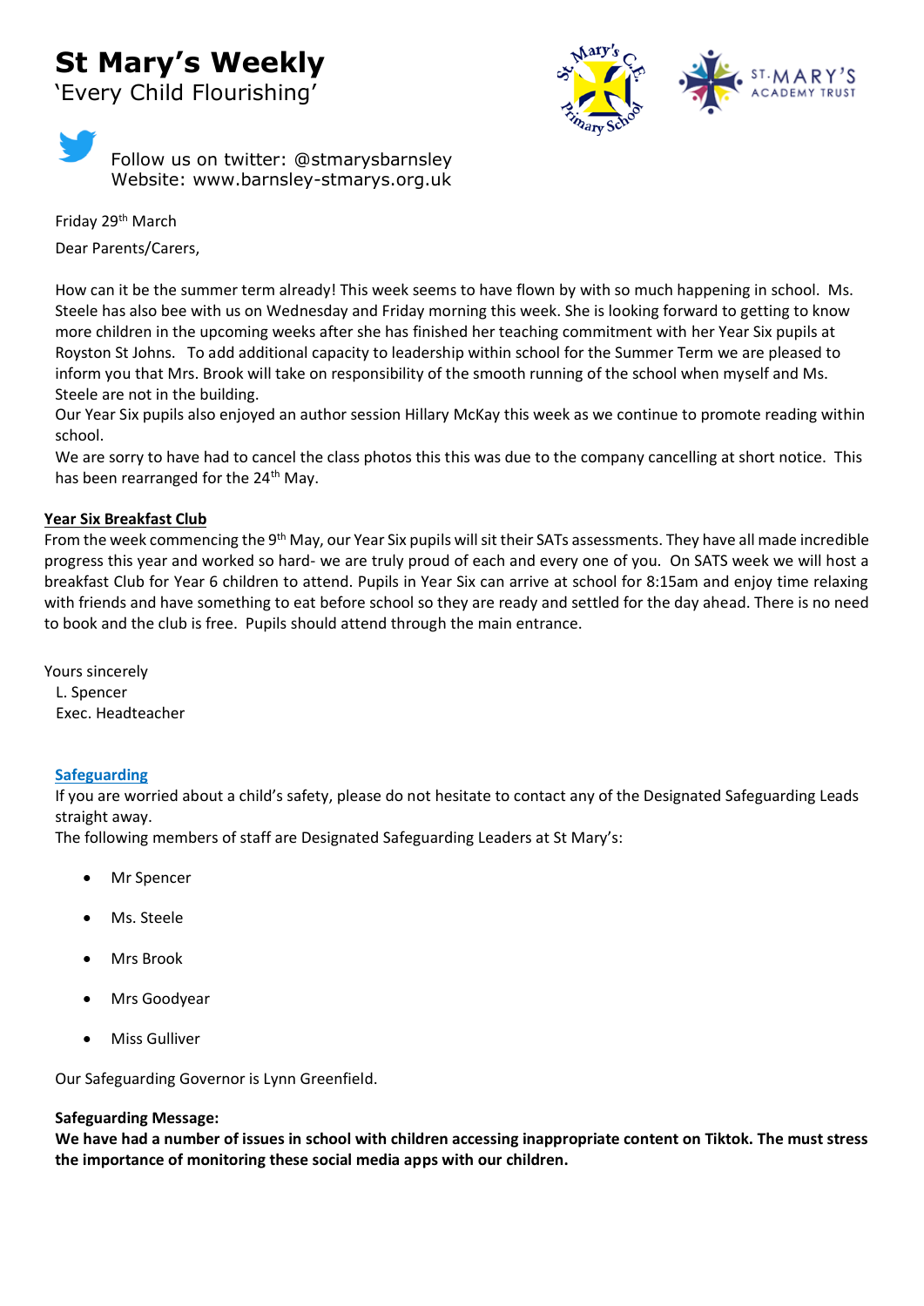# St Mary's Weekly

'Every Child Flourishing'

Follow us on twitter: @stmarysbarnsley
Website: www.barnsley-stmarys.org.uk

Friday 29th March

Dear Parents/Carers,

How can it be the summer term already! This week seems to have flown by with so much happening in school. Ms. Steele has also bee with us on Wednesday and Friday morning this week. She is looking forward to getting to know more children in the upcoming weeks after she has finished her teaching commitment with her Year Six pupils at Royston St Johns. To add additional capacity to leadership within school for the Summer Term we are pleased to inform you that Mrs. Brook will take on responsibility of the smooth running of the school when myself and Ms. Steele are not in the building.
Our Year Six pupils also enjoyed an author session Hillary McKay this week as we continue to promote reading within school.
We are sorry to have had to cancel the class photos this this was due to the company cancelling at short notice. This has been rearranged for the 24th May.

**Year Six Breakfast Club**

From the week commencing the 9th May, our Year Six pupils will sit their SATs assessments. They have all made incredible progress this year and worked so hard- we are truly proud of each and every one of you. On SATS week we will host a breakfast Club for Year 6 children to attend. Pupils in Year Six can arrive at school for 8:15am and enjoy time relaxing with friends and have something to eat before school so they are ready and settled for the day ahead. There is no need to book and the club is free. Pupils should attend through the main entrance.

Yours sincerely
L. Spencer
Exec. Headteacher

**Safeguarding**

If you are worried about a child's safety, please do not hesitate to contact any of the Designated Safeguarding Leads straight away.
The following members of staff are Designated Safeguarding Leaders at St Mary's:

- Mr Spencer
- Ms. Steele
- Mrs Brook
- Mrs Goodyear
- Miss Gulliver

Our Safeguarding Governor is Lynn Greenfield.

**Safeguarding Message:**
**We have had a number of issues in school with children accessing inappropriate content on Tiktok. The must stress the importance of monitoring these social media apps with our children.**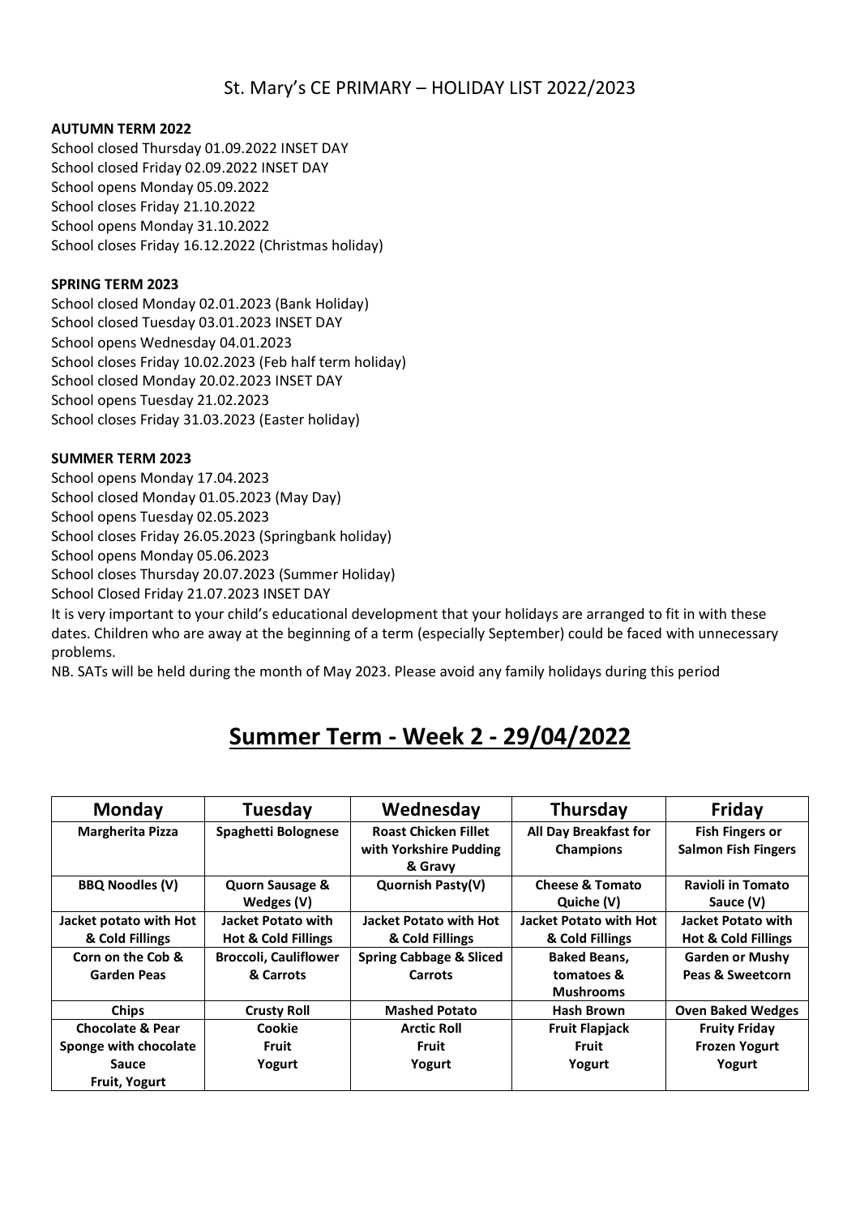## St. Mary's CE PRIMARY – HOLIDAY LIST 2022/2023

**AUTUMN TERM 2022**

School closed Thursday 01.09.2022 INSET DAY
School closed Friday 02.09.2022 INSET DAY
School opens Monday 05.09.2022
School closes Friday 21.10.2022
School opens Monday 31.10.2022
School closes Friday 16.12.2022 (Christmas holiday)

**SPRING TERM 2023**

School closed Monday 02.01.2023 (Bank Holiday)
School closed Tuesday 03.01.2023 INSET DAY
School opens Wednesday 04.01.2023
School closes Friday 10.02.2023 (Feb half term holiday)
School closed Monday 20.02.2023 INSET DAY
School opens Tuesday 21.02.2023
School closes Friday 31.03.2023 (Easter holiday)

**SUMMER TERM 2023**

School opens Monday 17.04.2023
School closed Monday 01.05.2023 (May Day)
School opens Tuesday 02.05.2023
School closes Friday 26.05.2023 (Springbank holiday)
School opens Monday 05.06.2023
School closes Thursday 20.07.2023 (Summer Holiday)
School Closed Friday 21.07.2023 INSET DAY

It is very important to your child's educational development that your holidays are arranged to fit in with these dates. Children who are away at the beginning of a term (especially September) could be faced with unnecessary problems.

NB. SATs will be held during the month of May 2023. Please avoid any family holidays during this period

# Summer Term - Week 2 - 29/04/2022

| Monday | Tuesday | Wednesday | Thursday | Friday |
|---|---|---|---|---|
| **Margherita Pizza** | **Spaghetti Bolognese** | **Roast Chicken Fillet with Yorkshire Pudding & Gravy** | **All Day Breakfast for Champions** | **Fish Fingers or Salmon Fish Fingers** |
| **BBQ Noodles (V)** | **Quorn Sausage & Wedges (V)** | **Quornish Pasty(V)** | **Cheese & Tomato Quiche (V)** | **Ravioli in Tomato Sauce (V)** |
| **Jacket potato with Hot & Cold Fillings** | **Jacket Potato with Hot & Cold Fillings** | **Jacket Potato with Hot & Cold Fillings** | **Jacket Potato with Hot & Cold Fillings** | **Jacket Potato with Hot & Cold Fillings** |
| **Corn on the Cob & Garden Peas** | **Broccoli, Cauliflower & Carrots** | **Spring Cabbage & Sliced Carrots** | **Baked Beans, tomatoes & Mushrooms** | **Garden or Mushy Peas & Sweetcorn** |
| **Chips** | **Crusty Roll** | **Mashed Potato** | **Hash Brown** | **Oven Baked Wedges** |
| **Chocolate & Pear Sponge with chocolate Sauce Fruit, Yogurt** | **Cookie Fruit Yogurt** | **Arctic Roll Fruit Yogurt** | **Fruit Flapjack Fruit Yogurt** | **Fruity Friday Frozen Yogurt Yogurt** |